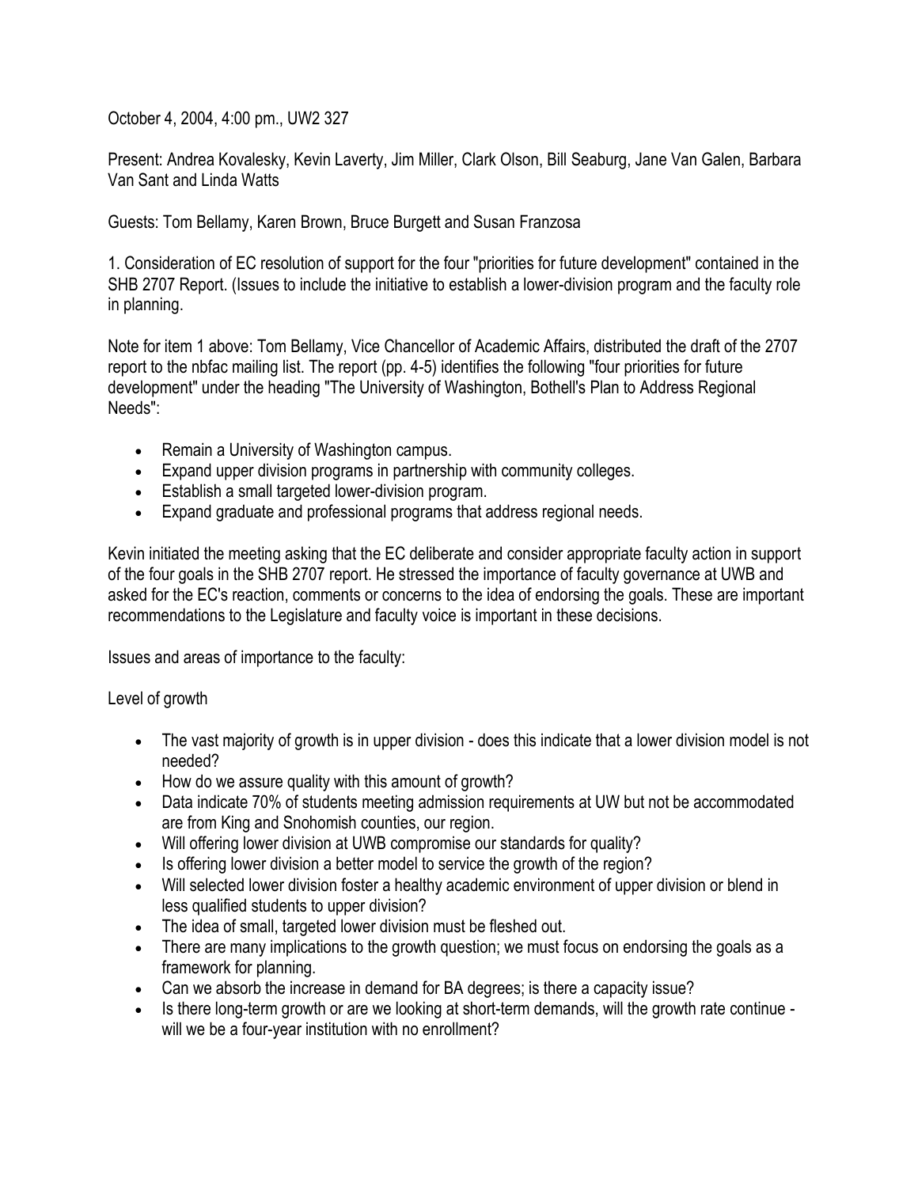October 4, 2004, 4:00 pm., UW2 327

Present: Andrea Kovalesky, Kevin Laverty, Jim Miller, Clark Olson, Bill Seaburg, Jane Van Galen, Barbara Van Sant and Linda Watts

Guests: Tom Bellamy, Karen Brown, Bruce Burgett and Susan Franzosa

1. Consideration of EC resolution of support for the four "priorities for future development" contained in the SHB 2707 Report. (Issues to include the initiative to establish a lower-division program and the faculty role in planning.

Note for item 1 above: Tom Bellamy, Vice Chancellor of Academic Affairs, distributed the draft of the 2707 report to the nbfac mailing list. The report (pp. 4-5) identifies the following "four priorities for future development" under the heading "The University of Washington, Bothell's Plan to Address Regional Needs":

- Remain a University of Washington campus.
- Expand upper division programs in partnership with community colleges.
- Establish a small targeted lower-division program.
- Expand graduate and professional programs that address regional needs.

Kevin initiated the meeting asking that the EC deliberate and consider appropriate faculty action in support of the four goals in the SHB 2707 report. He stressed the importance of faculty governance at UWB and asked for the EC's reaction, comments or concerns to the idea of endorsing the goals. These are important recommendations to the Legislature and faculty voice is important in these decisions.

Issues and areas of importance to the faculty:

Level of growth

- The vast majority of growth is in upper division - does this indicate that a lower division model is not needed?
- How do we assure quality with this amount of growth?
- Data indicate 70% of students meeting admission requirements at UW but not be accommodated are from King and Snohomish counties, our region.
- Will offering lower division at UWB compromise our standards for quality?
- Is offering lower division a better model to service the growth of the region?
- Will selected lower division foster a healthy academic environment of upper division or blend in less qualified students to upper division?
- The idea of small, targeted lower division must be fleshed out.
- There are many implications to the growth question; we must focus on endorsing the goals as a framework for planning.
- Can we absorb the increase in demand for BA degrees; is there a capacity issue?
- Is there long-term growth or are we looking at short-term demands, will the growth rate continue - will we be a four-year institution with no enrollment?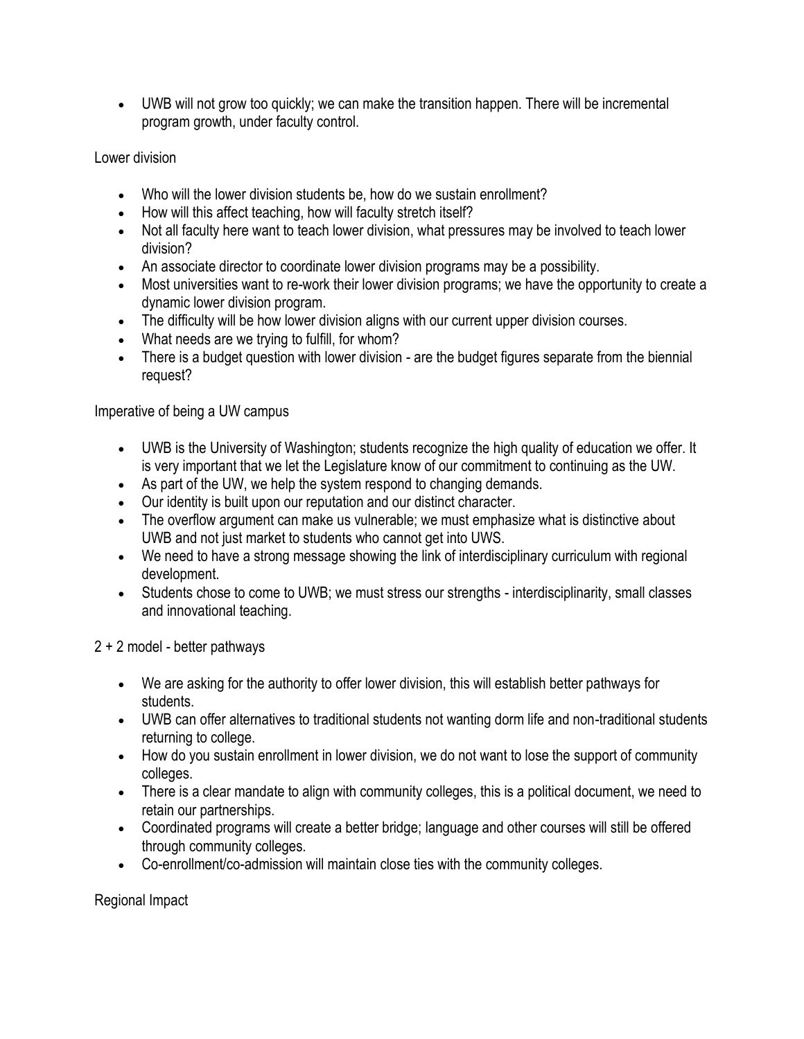- UWB will not grow too quickly; we can make the transition happen. There will be incremental program growth, under faculty control.

Lower division

- Who will the lower division students be, how do we sustain enrollment?
- How will this affect teaching, how will faculty stretch itself?
- Not all faculty here want to teach lower division, what pressures may be involved to teach lower division?
- An associate director to coordinate lower division programs may be a possibility.
- Most universities want to re-work their lower division programs; we have the opportunity to create a dynamic lower division program.
- The difficulty will be how lower division aligns with our current upper division courses.
- What needs are we trying to fulfill, for whom?
- There is a budget question with lower division - are the budget figures separate from the biennial request?

Imperative of being a UW campus

- UWB is the University of Washington; students recognize the high quality of education we offer. It is very important that we let the Legislature know of our commitment to continuing as the UW.
- As part of the UW, we help the system respond to changing demands.
- Our identity is built upon our reputation and our distinct character.
- The overflow argument can make us vulnerable; we must emphasize what is distinctive about UWB and not just market to students who cannot get into UWS.
- We need to have a strong message showing the link of interdisciplinary curriculum with regional development.
- Students chose to come to UWB; we must stress our strengths - interdisciplinarity, small classes and innovational teaching.

2 + 2 model - better pathways

- We are asking for the authority to offer lower division, this will establish better pathways for students.
- UWB can offer alternatives to traditional students not wanting dorm life and non-traditional students returning to college.
- How do you sustain enrollment in lower division, we do not want to lose the support of community colleges.
- There is a clear mandate to align with community colleges, this is a political document, we need to retain our partnerships.
- Coordinated programs will create a better bridge; language and other courses will still be offered through community colleges.
- Co-enrollment/co-admission will maintain close ties with the community colleges.

Regional Impact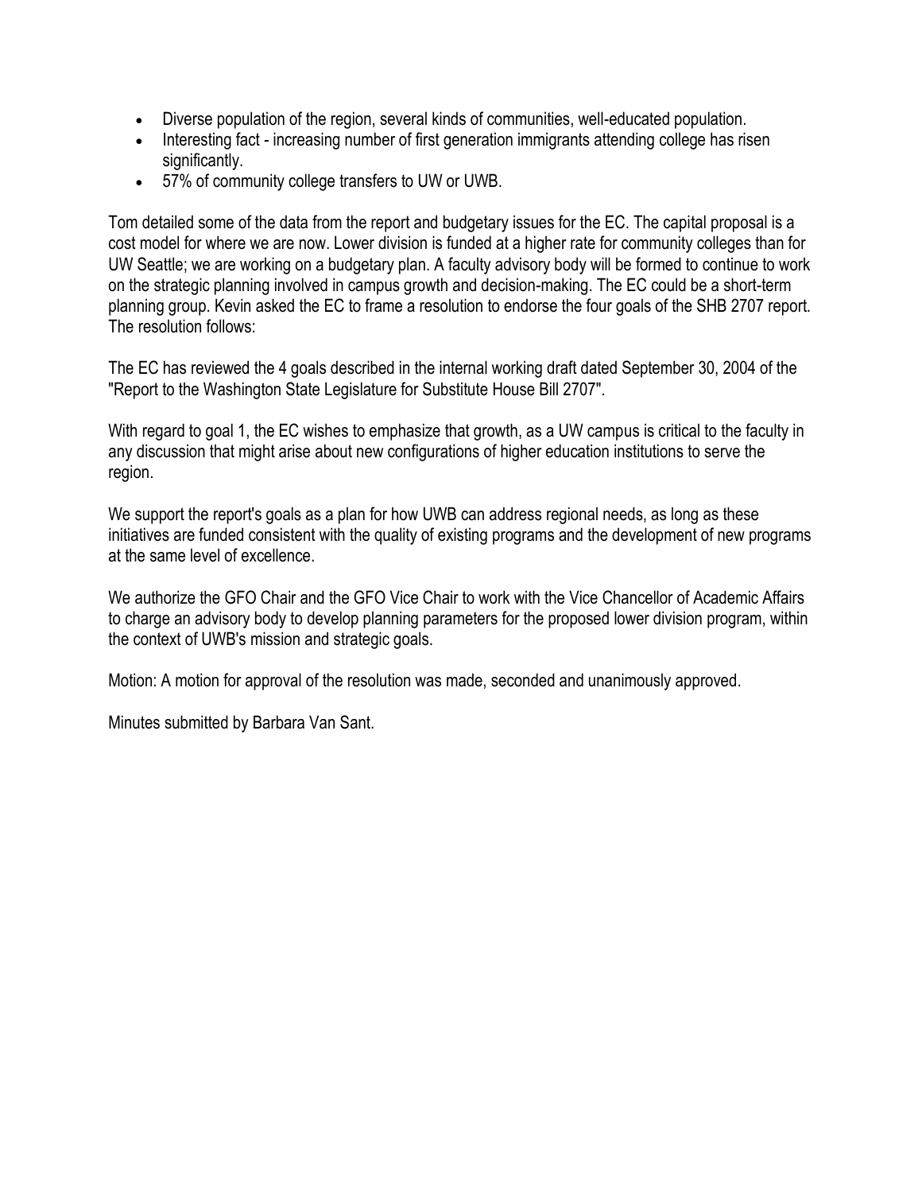- Diverse population of the region, several kinds of communities, well-educated population.
- Interesting fact - increasing number of first generation immigrants attending college has risen significantly.
- 57% of community college transfers to UW or UWB.

Tom detailed some of the data from the report and budgetary issues for the EC. The capital proposal is a cost model for where we are now. Lower division is funded at a higher rate for community colleges than for UW Seattle; we are working on a budgetary plan. A faculty advisory body will be formed to continue to work on the strategic planning involved in campus growth and decision-making. The EC could be a short-term planning group. Kevin asked the EC to frame a resolution to endorse the four goals of the SHB 2707 report. The resolution follows:

The EC has reviewed the 4 goals described in the internal working draft dated September 30, 2004 of the "Report to the Washington State Legislature for Substitute House Bill 2707".

With regard to goal 1, the EC wishes to emphasize that growth, as a UW campus is critical to the faculty in any discussion that might arise about new configurations of higher education institutions to serve the region.

We support the report's goals as a plan for how UWB can address regional needs, as long as these initiatives are funded consistent with the quality of existing programs and the development of new programs at the same level of excellence.

We authorize the GFO Chair and the GFO Vice Chair to work with the Vice Chancellor of Academic Affairs to charge an advisory body to develop planning parameters for the proposed lower division program, within the context of UWB's mission and strategic goals.

Motion: A motion for approval of the resolution was made, seconded and unanimously approved.

Minutes submitted by Barbara Van Sant.